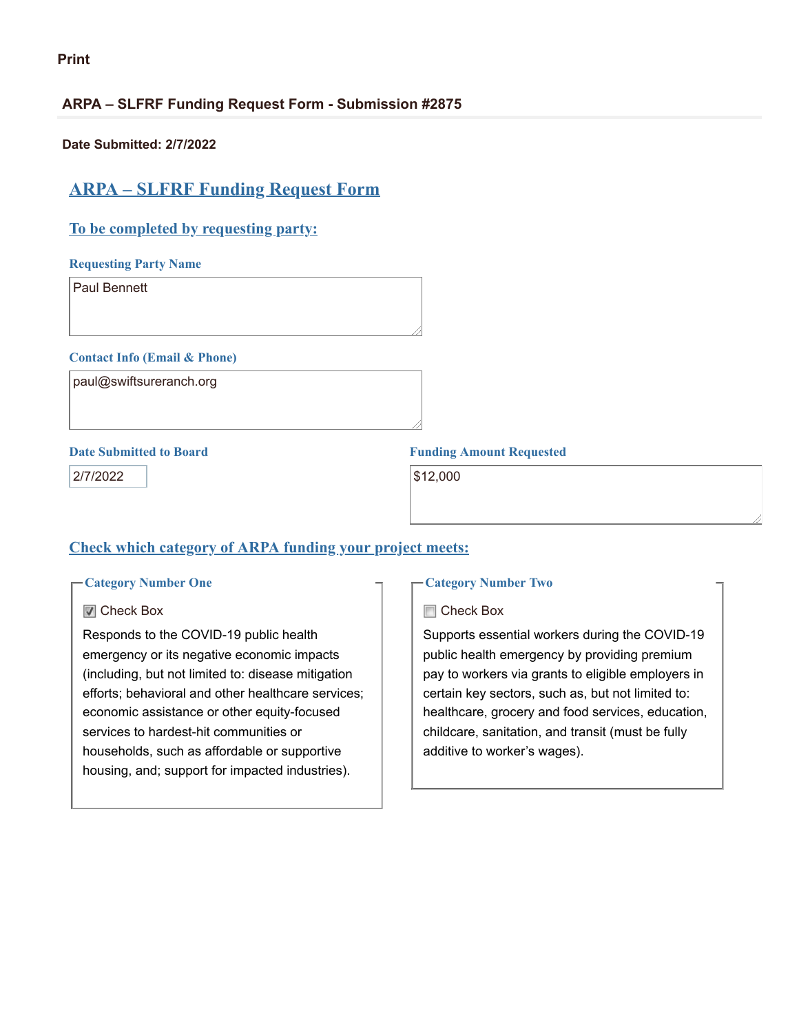Print

**ARPA – SLFRF Funding Request Form - Submission #2875**

**Date Submitted: 2/7/2022**

# ARPA – SLFRF Funding Request Form

## To be completed by requesting party:

**Requesting Party Name**

Paul Bennett

**Contact Info (Email & Phone)**

paul@swiftsureranch.org

**Date Submitted to Board**

2/7/2022

**Funding Amount Requested**

$12,000

## Check which category of ARPA funding your project meets:

**Category Number One**

☑ Check Box

Responds to the COVID-19 public health emergency or its negative economic impacts (including, but not limited to: disease mitigation efforts; behavioral and other healthcare services; economic assistance or other equity-focused services to hardest-hit communities or households, such as affordable or supportive housing, and; support for impacted industries).

**Category Number Two**

☐ Check Box

Supports essential workers during the COVID-19 public health emergency by providing premium pay to workers via grants to eligible employers in certain key sectors, such as, but not limited to: healthcare, grocery and food services, education, childcare, sanitation, and transit (must be fully additive to worker's wages).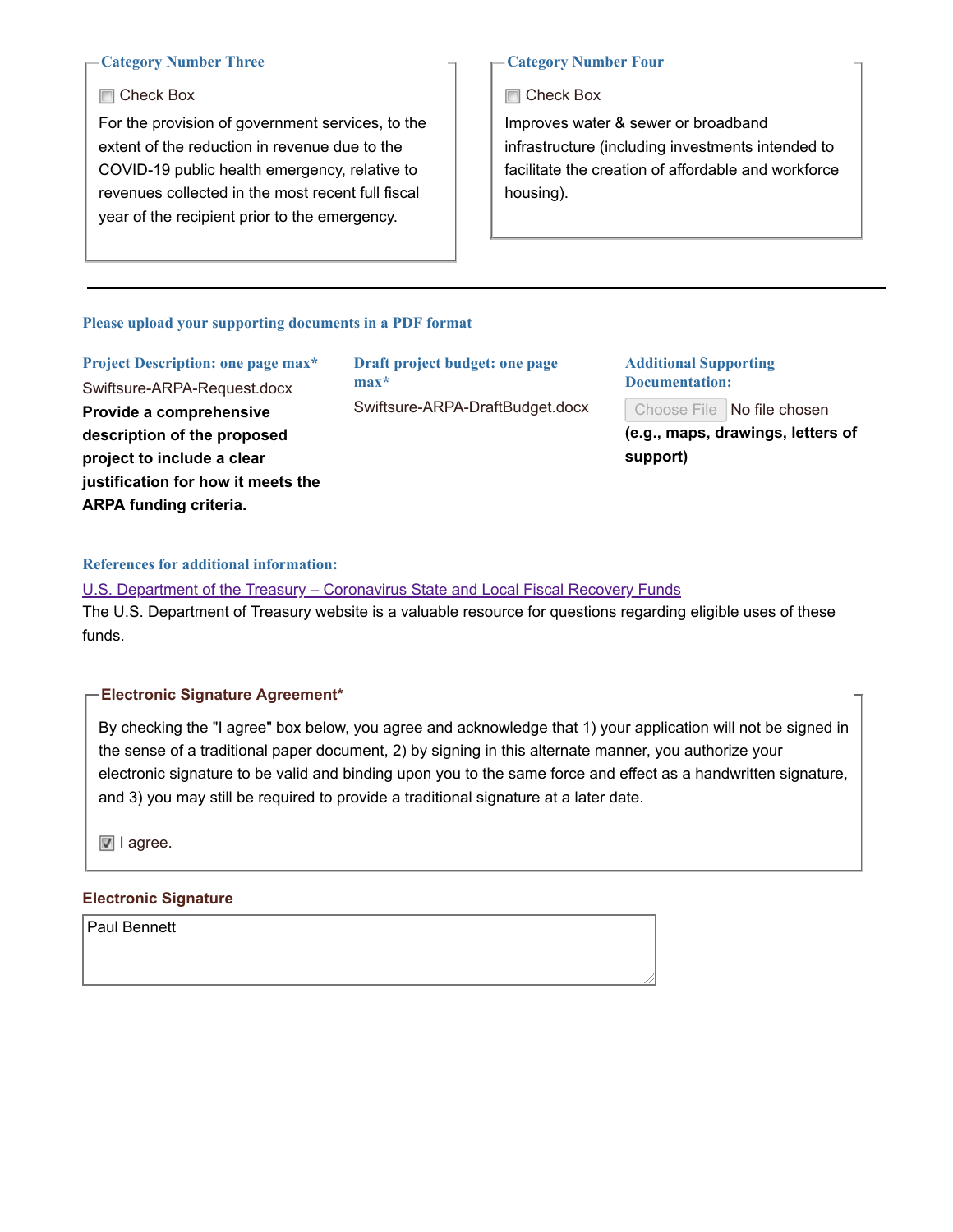### Category Number Three

☐ Check Box

For the provision of government services, to the extent of the reduction in revenue due to the COVID-19 public health emergency, relative to revenues collected in the most recent full fiscal year of the recipient prior to the emergency.

### Category Number Four

☐ Check Box

Improves water & sewer or broadband infrastructure (including investments intended to facilitate the creation of affordable and workforce housing).

---

### Please upload your supporting documents in a PDF format

**Project Description: one page max***

Swiftsure-ARPA-Request.docx

**Provide a comprehensive description of the proposed project to include a clear justification for how it meets the ARPA funding criteria.**

**Draft project budget: one page max***

Swiftsure-ARPA-DraftBudget.docx

**Additional Supporting Documentation:**

Choose File No file chosen

**(e.g., maps, drawings, letters of support)**

### References for additional information:

U.S. Department of the Treasury – Coronavirus State and Local Fiscal Recovery Funds

The U.S. Department of Treasury website is a valuable resource for questions regarding eligible uses of these funds.

### Electronic Signature Agreement*

By checking the "I agree" box below, you agree and acknowledge that 1) your application will not be signed in the sense of a traditional paper document, 2) by signing in this alternate manner, you authorize your electronic signature to be valid and binding upon you to the same force and effect as a handwritten signature, and 3) you may still be required to provide a traditional signature at a later date.

☑ I agree.

### Electronic Signature

Paul Bennett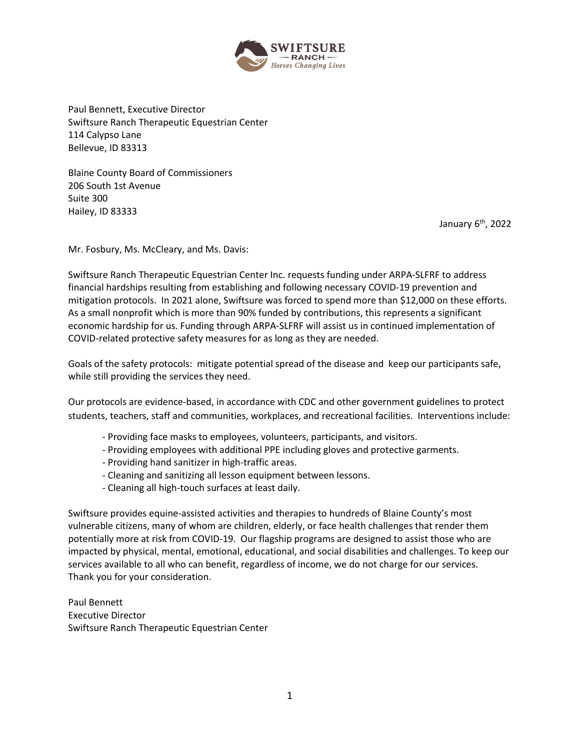Paul Bennett, Executive Director
Swiftsure Ranch Therapeutic Equestrian Center
114 Calypso Lane
Bellevue, ID 83313

Blaine County Board of Commissioners
206 South 1st Avenue
Suite 300
Hailey, ID 83333

January 6th, 2022

Mr. Fosbury, Ms. McCleary, and Ms. Davis:

Swiftsure Ranch Therapeutic Equestrian Center Inc. requests funding under ARPA-SLFRF to address financial hardships resulting from establishing and following necessary COVID-19 prevention and mitigation protocols. In 2021 alone, Swiftsure was forced to spend more than $12,000 on these efforts. As a small nonprofit which is more than 90% funded by contributions, this represents a significant economic hardship for us. Funding through ARPA-SLFRF will assist us in continued implementation of COVID-related protective safety measures for as long as they are needed.

Goals of the safety protocols: mitigate potential spread of the disease and keep our participants safe, while still providing the services they need.

Our protocols are evidence-based, in accordance with CDC and other government guidelines to protect students, teachers, staff and communities, workplaces, and recreational facilities. Interventions include:

- Providing face masks to employees, volunteers, participants, and visitors.
- Providing employees with additional PPE including gloves and protective garments.
- Providing hand sanitizer in high-traffic areas.
- Cleaning and sanitizing all lesson equipment between lessons.
- Cleaning all high-touch surfaces at least daily.

Swiftsure provides equine-assisted activities and therapies to hundreds of Blaine County's most vulnerable citizens, many of whom are children, elderly, or face health challenges that render them potentially more at risk from COVID-19. Our flagship programs are designed to assist those who are impacted by physical, mental, emotional, educational, and social disabilities and challenges. To keep our services available to all who can benefit, regardless of income, we do not charge for our services. Thank you for your consideration.

Paul Bennett
Executive Director
Swiftsure Ranch Therapeutic Equestrian Center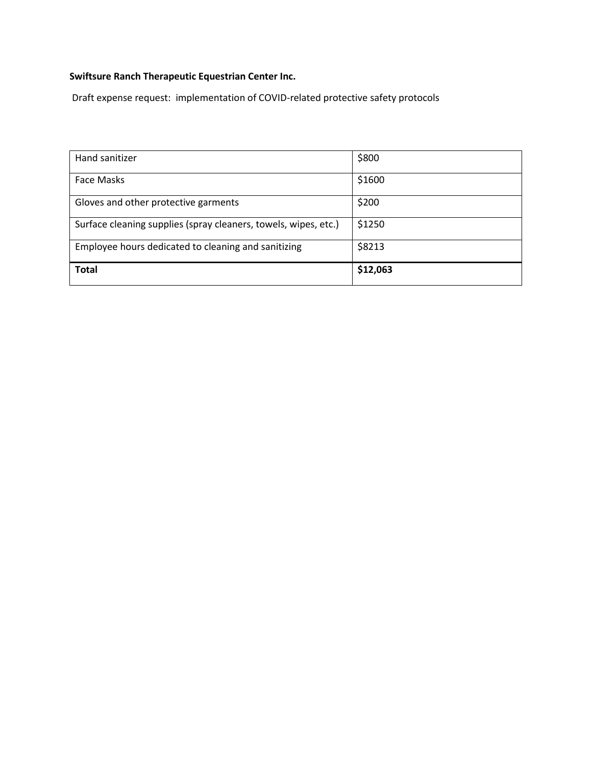**Swiftsure Ranch Therapeutic Equestrian Center Inc.**

Draft expense request: implementation of COVID-related protective safety protocols

| | |
|---|---|
| Hand sanitizer | $800 |
| Face Masks | $1600 |
| Gloves and other protective garments | $200 |
| Surface cleaning supplies (spray cleaners, towels, wipes, etc.) | $1250 |
| Employee hours dedicated to cleaning and sanitizing | $8213 |
| **Total** | **$12,063** |